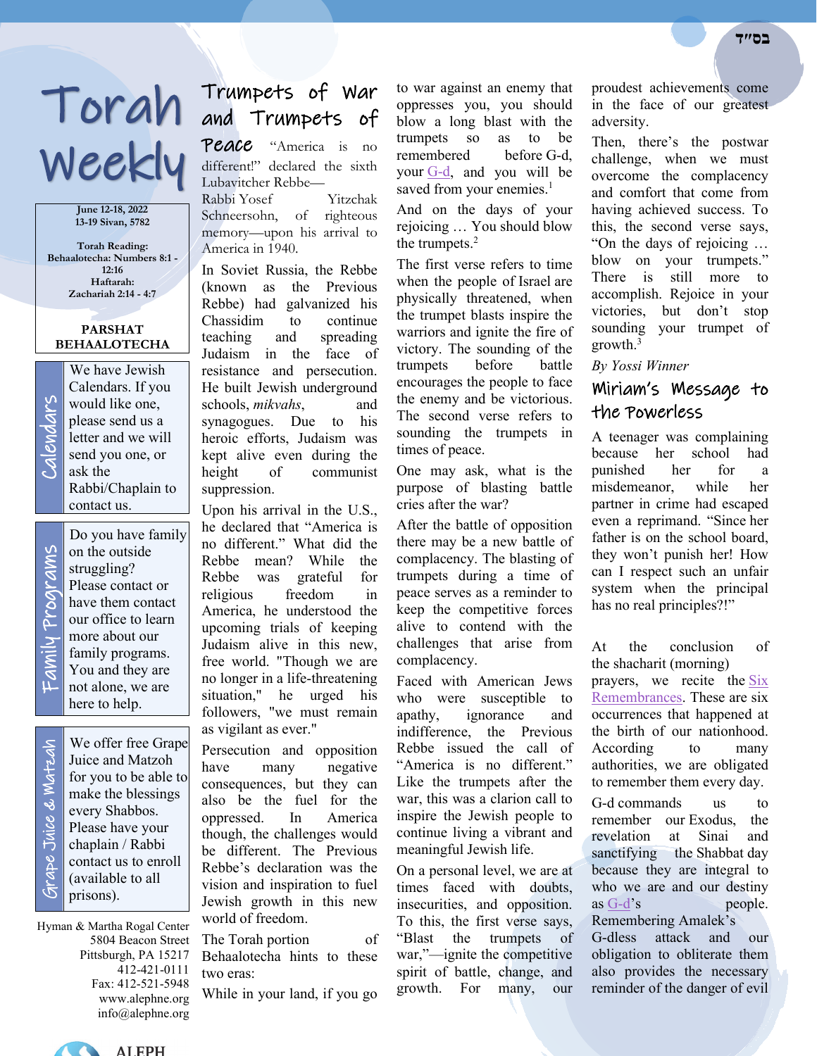בס"ד

# Torah Weekly

June 12-18, 2022
13-19 Sivan, 5782

Torah Reading:
Behaalotecha: Numbers 8:1 - 12:16
Haftarah:
Zachariah 2:14 - 4:7

**PARSHAT BEHAALOTECHA**

**Calendars**

We have Jewish Calendars. If you would like one, please send us a letter and we will send you one, or ask the Rabbi/Chaplain to contact us.

**Family Programs**

Do you have family on the outside struggling? Please contact or have them contact our office to learn more about our family programs. You and they are not alone, we are here to help.

**Grape Juice & Matzah**

We offer free Grape Juice and Matzoh for you to be able to make the blessings every Shabbos. Please have your chaplain / Rabbi contact us to enroll (available to all prisons).

Hyman & Martha Rogal Center
5804 Beacon Street
Pittsburgh, PA 15217
412-421-0111
Fax: 412-521-5948
www.alephne.org
info@alephne.org

## Trumpets of War and Trumpets of Peace

"America is no different!" declared the sixth Lubavitcher Rebbe—Rabbi Yosef Yitzchak Schneersohn, of righteous memory—upon his arrival to America in 1940.

In Soviet Russia, the Rebbe (known as the Previous Rebbe) had galvanized his Chassidim to continue teaching and spreading Judaism in the face of resistance and persecution. He built Jewish underground schools, *mikvahs*, and synagogues. Due to his heroic efforts, Judaism was kept alive even during the height of communist suppression.

Upon his arrival in the U.S., he declared that "America is no different." What did the Rebbe mean? While the Rebbe was grateful for religious freedom in America, he understood the upcoming trials of keeping Judaism alive in this new, free world. "Though we are no longer in a life-threatening situation," he urged his followers, "we must remain as vigilant as ever."

Persecution and opposition have many negative consequences, but they can also be the fuel for the oppressed. In America though, the challenges would be different. The Previous Rebbe's declaration was the vision and inspiration to fuel Jewish growth in this new world of freedom.

The Torah portion of Behaalotecha hints to these two eras:

While in your land, if you go to war against an enemy that oppresses you, you should blow a long blast with the trumpets so as to be remembered before G-d, your G-d, and you will be saved from your enemies.[1]

And on the days of your rejoicing … You should blow the trumpets.[2]

The first verse refers to time when the people of Israel are physically threatened, when the trumpet blasts inspire the warriors and ignite the fire of victory. The sounding of the trumpets before battle encourages the people to face the enemy and be victorious. The second verse refers to sounding the trumpets in times of peace.

One may ask, what is the purpose of blasting battle cries after the war?

After the battle of opposition there may be a new battle of complacency. The blasting of trumpets during a time of peace serves as a reminder to keep the competitive forces alive to contend with the challenges that arise from complacency.

Faced with American Jews who were susceptible to apathy, ignorance and indifference, the Previous Rebbe issued the call of "America is no different." Like the trumpets after the war, this was a clarion call to inspire the Jewish people to continue living a vibrant and meaningful Jewish life.

On a personal level, we are at times faced with doubts, insecurities, and opposition. To this, the first verse says, "Blast the trumpets of war,"—ignite the competitive spirit of battle, change, and growth. For many, our proudest achievements come in the face of our greatest adversity.

Then, there's the postwar challenge, when we must overcome the complacency and comfort that come from having achieved success. To this, the second verse says, "On the days of rejoicing … blow on your trumpets." There is still more to accomplish. Rejoice in your victories, but don't stop sounding your trumpet of growth.[3]

*By Yossi Winner*

## Miriam's Message to the Powerless

A teenager was complaining because her school had punished her for a misdemeanor, while her partner in crime had escaped even a reprimand. "Since her father is on the school board, they won't punish her! How can I respect such an unfair system when the principal has no real principles?!"

At the conclusion of the shacharit (morning) prayers, we recite the Six Remembrances. These are six occurrences that happened at the birth of our nationhood. According to many authorities, we are obligated to remember them every day.

G-d commands us to remember our Exodus, the revelation at Sinai and sanctifying the Shabbat day because they are integral to who we are and our destiny as G-d's people. Remembering Amalek's G-dless attack and our obligation to obliterate them also provides the necessary reminder of the danger of evil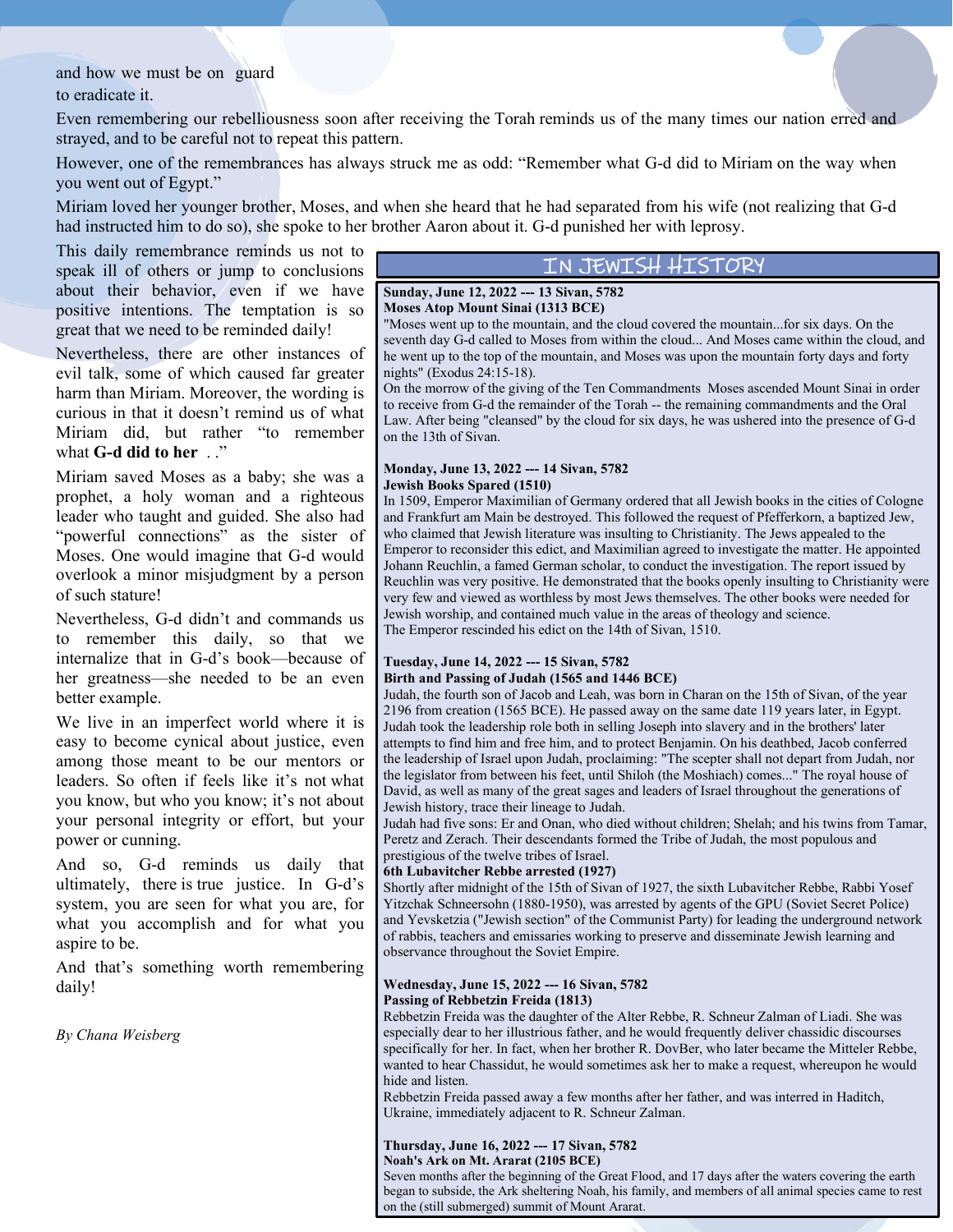and how we must be on guard to eradicate it.

Even remembering our rebelliousness soon after receiving the Torah reminds us of the many times our nation erred and strayed, and to be careful not to repeat this pattern.

However, one of the remembrances has always struck me as odd: "Remember what G-d did to Miriam on the way when you went out of Egypt."

Miriam loved her younger brother, Moses, and when she heard that he had separated from his wife (not realizing that G-d had instructed him to do so), she spoke to her brother Aaron about it. G-d punished her with leprosy.

This daily remembrance reminds us not to speak ill of others or jump to conclusions about their behavior, even if we have positive intentions. The temptation is so great that we need to be reminded daily!

Nevertheless, there are other instances of evil talk, some of which caused far greater harm than Miriam. Moreover, the wording is curious in that it doesn't remind us of what Miriam did, but rather "to remember what **G-d did to her** . ."

Miriam saved Moses as a baby; she was a prophet, a holy woman and a righteous leader who taught and guided. She also had "powerful connections" as the sister of Moses. One would imagine that G-d would overlook a minor misjudgment by a person of such stature!

Nevertheless, G-d didn't and commands us to remember this daily, so that we internalize that in G-d's book—because of her greatness—she needed to be an even better example.

We live in an imperfect world where it is easy to become cynical about justice, even among those meant to be our mentors or leaders. So often if feels like it's not what you know, but who you know; it's not about your personal integrity or effort, but your power or cunning.

And so, G-d reminds us daily that ultimately, there is true justice. In G-d's system, you are seen for what you are, for what you accomplish and for what you aspire to be.

And that's something worth remembering daily!

*By Chana Weisberg*

## IN JEWISH HISTORY

**Sunday, June 12, 2022 --- 13 Sivan, 5782**
**Moses Atop Mount Sinai (1313 BCE)**

"Moses went up to the mountain, and the cloud covered the mountain...for six days. On the seventh day G-d called to Moses from within the cloud... And Moses came within the cloud, and he went up to the top of the mountain, and Moses was upon the mountain forty days and forty nights" (Exodus 24:15-18).

On the morrow of the giving of the Ten Commandments Moses ascended Mount Sinai in order to receive from G-d the remainder of the Torah -- the remaining commandments and the Oral Law. After being "cleansed" by the cloud for six days, he was ushered into the presence of G-d on the 13th of Sivan.

**Monday, June 13, 2022 --- 14 Sivan, 5782**
**Jewish Books Spared (1510)**

In 1509, Emperor Maximilian of Germany ordered that all Jewish books in the cities of Cologne and Frankfurt am Main be destroyed. This followed the request of Pfefferkorn, a baptized Jew, who claimed that Jewish literature was insulting to Christianity. The Jews appealed to the Emperor to reconsider this edict, and Maximilian agreed to investigate the matter. He appointed Johann Reuchlin, a famed German scholar, to conduct the investigation. The report issued by Reuchlin was very positive. He demonstrated that the books openly insulting to Christianity were very few and viewed as worthless by most Jews themselves. The other books were needed for Jewish worship, and contained much value in the areas of theology and science.

The Emperor rescinded his edict on the 14th of Sivan, 1510.

**Tuesday, June 14, 2022 --- 15 Sivan, 5782**
**Birth and Passing of Judah (1565 and 1446 BCE)**

Judah, the fourth son of Jacob and Leah, was born in Charan on the 15th of Sivan, of the year 2196 from creation (1565 BCE). He passed away on the same date 119 years later, in Egypt. Judah took the leadership role both in selling Joseph into slavery and in the brothers' later attempts to find him and free him, and to protect Benjamin. On his deathbed, Jacob conferred the leadership of Israel upon Judah, proclaiming: "The scepter shall not depart from Judah, nor the legislator from between his feet, until Shiloh (the Moshiach) comes..." The royal house of David, as well as many of the great sages and leaders of Israel throughout the generations of Jewish history, trace their lineage to Judah.

Judah had five sons: Er and Onan, who died without children; Shelah; and his twins from Tamar, Peretz and Zerach. Their descendants formed the Tribe of Judah, the most populous and prestigious of the twelve tribes of Israel.

**6th Lubavitcher Rebbe arrested (1927)**

Shortly after midnight of the 15th of Sivan of 1927, the sixth Lubavitcher Rebbe, Rabbi Yosef Yitzchak Schneersohn (1880-1950), was arrested by agents of the GPU (Soviet Secret Police) and Yevsketzia ("Jewish section" of the Communist Party) for leading the underground network of rabbis, teachers and emissaries working to preserve and disseminate Jewish learning and observance throughout the Soviet Empire.

**Wednesday, June 15, 2022 --- 16 Sivan, 5782**
**Passing of Rebbetzin Freida (1813)**

Rebbetzin Freida was the daughter of the Alter Rebbe, R. Schneur Zalman of Liadi. She was especially dear to her illustrious father, and he would frequently deliver chassidic discourses specifically for her. In fact, when her brother R. DovBer, who later became the Mitteler Rebbe, wanted to hear Chassidut, he would sometimes ask her to make a request, whereupon he would hide and listen.

Rebbetzin Freida passed away a few months after her father, and was interred in Haditch, Ukraine, immediately adjacent to R. Schneur Zalman.

**Thursday, June 16, 2022 --- 17 Sivan, 5782**
**Noah's Ark on Mt. Ararat (2105 BCE)**

Seven months after the beginning of the Great Flood, and 17 days after the waters covering the earth began to subside, the Ark sheltering Noah, his family, and members of all animal species came to rest on the (still submerged) summit of Mount Ararat.